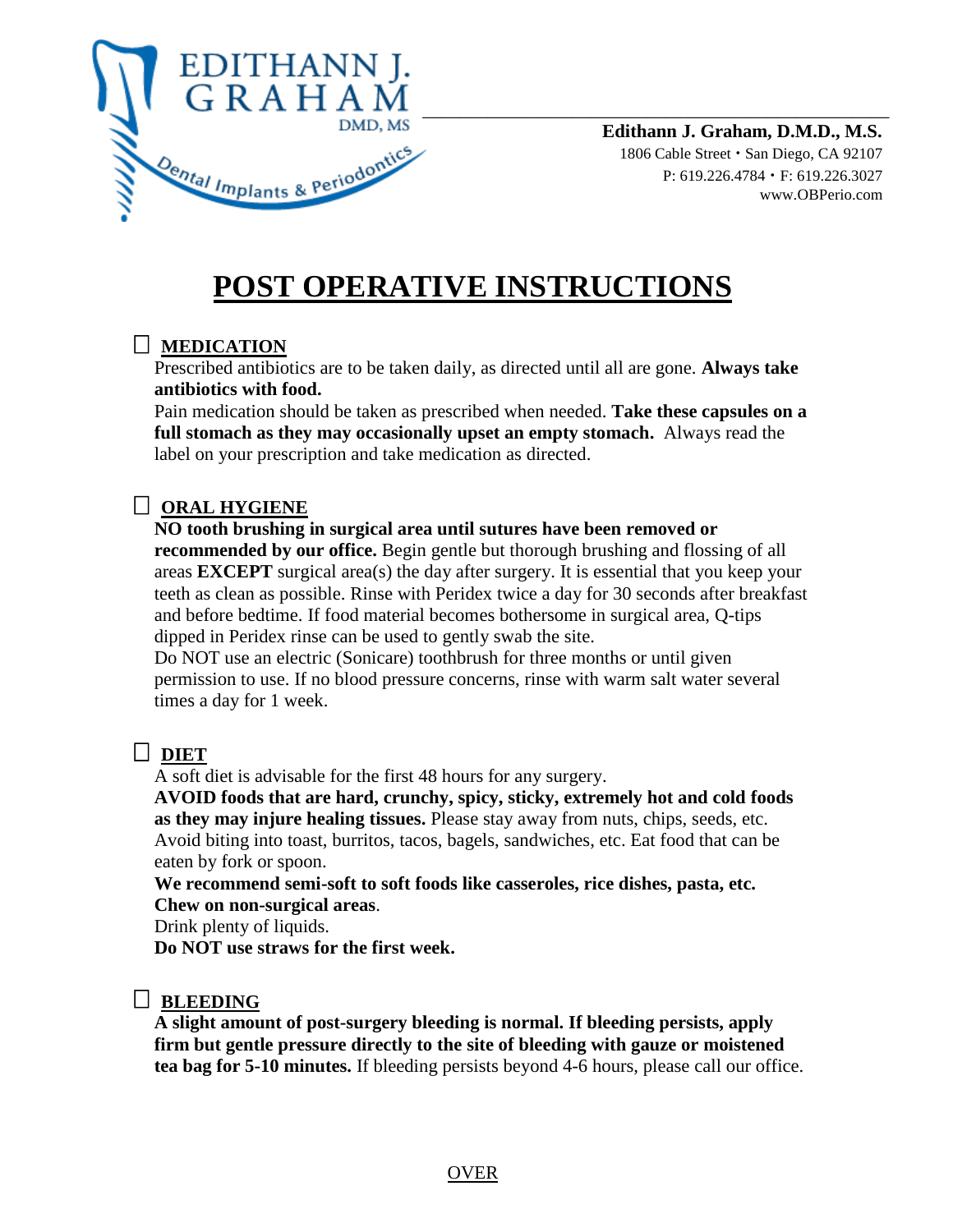EDITHANN J. GRAHAM DMD, MS

Dental Implants & Periodontics

**Edithann J. Graham, D.M.D., M.S.**
1806 Cable Street • San Diego, CA 92107
P: 619.226.4784 • F: 619.226.3027
www.OBPerio.com

# POST OPERATIVE INSTRUCTIONS

## ☐ MEDICATION

Prescribed antibiotics are to be taken daily, as directed until all are gone. **Always take antibiotics with food.**
Pain medication should be taken as prescribed when needed. **Take these capsules on a full stomach as they may occasionally upset an empty stomach.** Always read the label on your prescription and take medication as directed.

## ☐ ORAL HYGIENE

**NO tooth brushing in surgical area until sutures have been removed or recommended by our office.** Begin gentle but thorough brushing and flossing of all areas **EXCEPT** surgical area(s) the day after surgery. It is essential that you keep your teeth as clean as possible. Rinse with Peridex twice a day for 30 seconds after breakfast and before bedtime. If food material becomes bothersome in surgical area, Q-tips dipped in Peridex rinse can be used to gently swab the site.
Do NOT use an electric (Sonicare) toothbrush for three months or until given permission to use. If no blood pressure concerns, rinse with warm salt water several times a day for 1 week.

## ☐ DIET

A soft diet is advisable for the first 48 hours for any surgery.
**AVOID foods that are hard, crunchy, spicy, sticky, extremely hot and cold foods as they may injure healing tissues.** Please stay away from nuts, chips, seeds, etc. Avoid biting into toast, burritos, tacos, bagels, sandwiches, etc. Eat food that can be eaten by fork or spoon.
**We recommend semi-soft to soft foods like casseroles, rice dishes, pasta, etc. Chew on non-surgical areas**.
Drink plenty of liquids.
**Do NOT use straws for the first week.**

## ☐ BLEEDING

**A slight amount of post-surgery bleeding is normal. If bleeding persists, apply firm but gentle pressure directly to the site of bleeding with gauze or moistened tea bag for 5-10 minutes.** If bleeding persists beyond 4-6 hours, please call our office.

OVER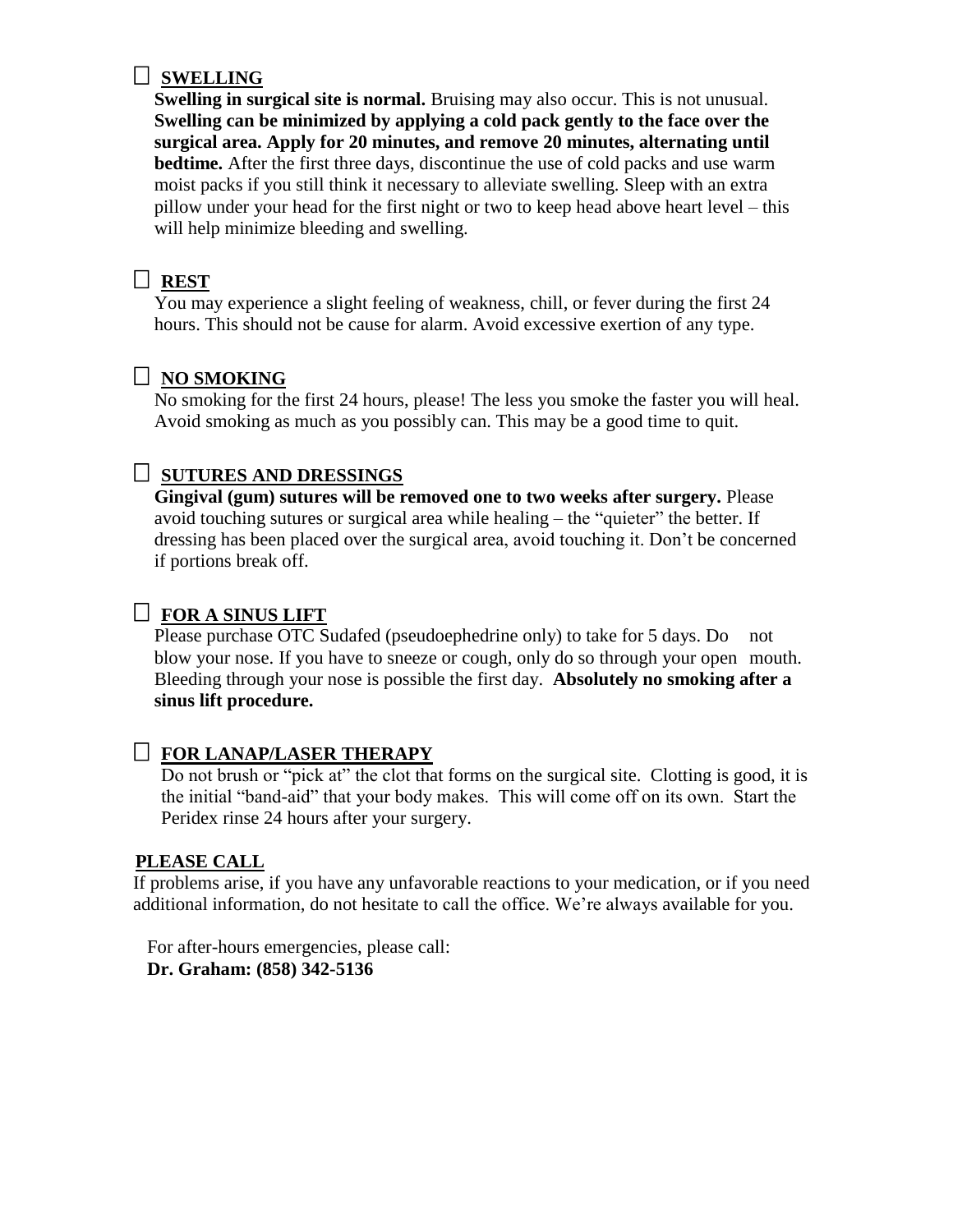☐ **SWELLING**

**Swelling in surgical site is normal.** Bruising may also occur. This is not unusual. **Swelling can be minimized by applying a cold pack gently to the face over the surgical area. Apply for 20 minutes, and remove 20 minutes, alternating until bedtime.** After the first three days, discontinue the use of cold packs and use warm moist packs if you still think it necessary to alleviate swelling. Sleep with an extra pillow under your head for the first night or two to keep head above heart level – this will help minimize bleeding and swelling.

☐ **REST**

You may experience a slight feeling of weakness, chill, or fever during the first 24 hours. This should not be cause for alarm. Avoid excessive exertion of any type.

☐ **NO SMOKING**

No smoking for the first 24 hours, please! The less you smoke the faster you will heal. Avoid smoking as much as you possibly can. This may be a good time to quit.

☐ **SUTURES AND DRESSINGS**

**Gingival (gum) sutures will be removed one to two weeks after surgery.** Please avoid touching sutures or surgical area while healing – the "quieter" the better. If dressing has been placed over the surgical area, avoid touching it. Don't be concerned if portions break off.

☐ **FOR A SINUS LIFT**

Please purchase OTC Sudafed (pseudoephedrine only) to take for 5 days. Do not blow your nose. If you have to sneeze or cough, only do so through your open mouth. Bleeding through your nose is possible the first day. **Absolutely no smoking after a sinus lift procedure.**

☐ **FOR LANAP/LASER THERAPY**

Do not brush or "pick at" the clot that forms on the surgical site. Clotting is good, it is the initial "band-aid" that your body makes. This will come off on its own. Start the Peridex rinse 24 hours after your surgery.

**PLEASE CALL**

If problems arise, if you have any unfavorable reactions to your medication, or if you need additional information, do not hesitate to call the office. We're always available for you.

For after-hours emergencies, please call:
**Dr. Graham: (858) 342-5136**